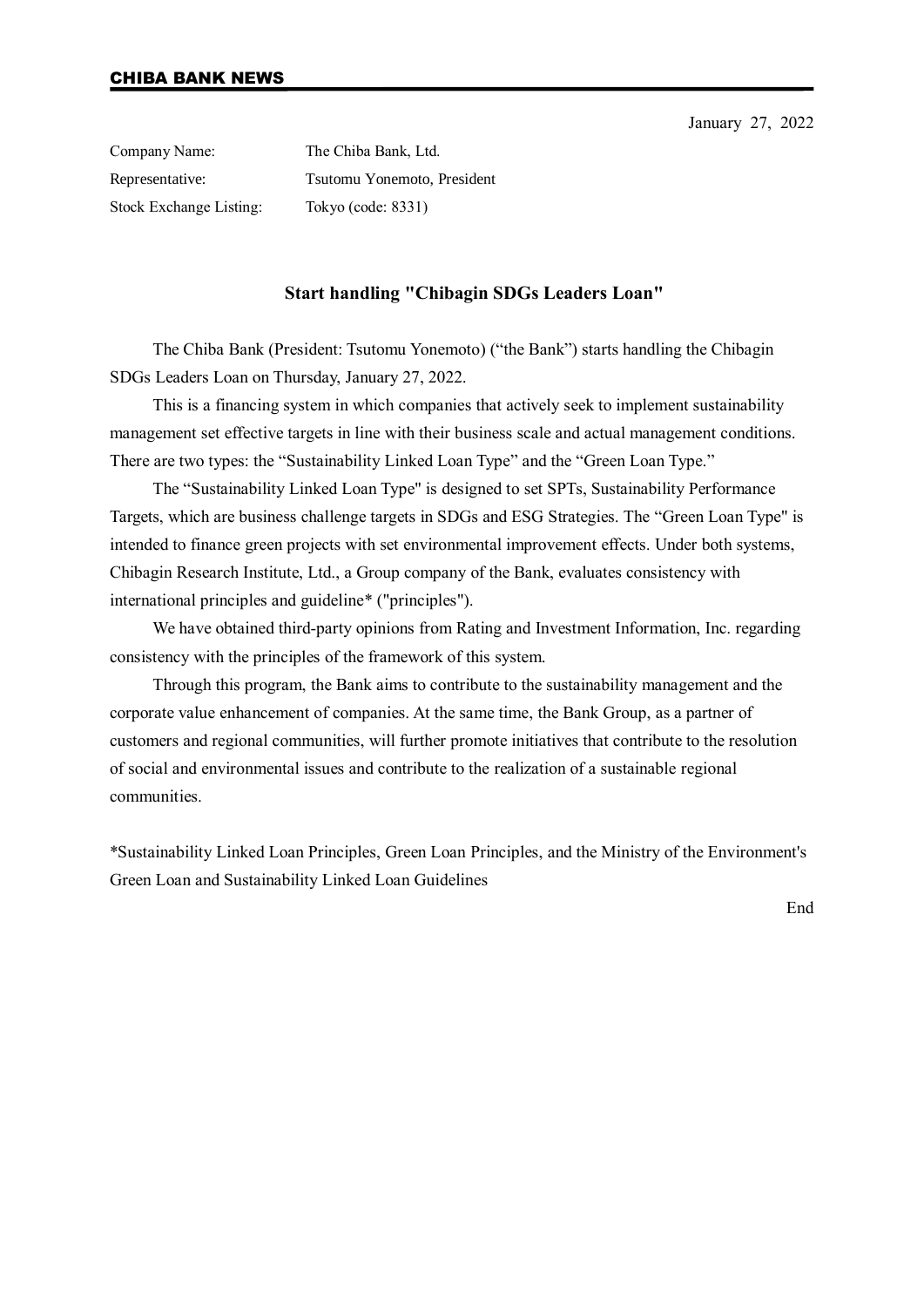CHIBA BANK NEWS

January 27, 2022

Company Name: The Chiba Bank, Ltd.
Representative: Tsutomu Yonemoto, President
Stock Exchange Listing: Tokyo (code: 8331)

## Start handling "Chibagin SDGs Leaders Loan"

The Chiba Bank (President: Tsutomu Yonemoto) (“the Bank”) starts handling the Chibagin SDGs Leaders Loan on Thursday, January 27, 2022.

This is a financing system in which companies that actively seek to implement sustainability management set effective targets in line with their business scale and actual management conditions. There are two types: the “Sustainability Linked Loan Type” and the “Green Loan Type.”

The “Sustainability Linked Loan Type" is designed to set SPTs, Sustainability Performance Targets, which are business challenge targets in SDGs and ESG Strategies. The “Green Loan Type" is intended to finance green projects with set environmental improvement effects. Under both systems, Chibagin Research Institute, Ltd., a Group company of the Bank, evaluates consistency with international principles and guideline* ("principles").

We have obtained third-party opinions from Rating and Investment Information, Inc. regarding consistency with the principles of the framework of this system.

Through this program, the Bank aims to contribute to the sustainability management and the corporate value enhancement of companies. At the same time, the Bank Group, as a partner of customers and regional communities, will further promote initiatives that contribute to the resolution of social and environmental issues and contribute to the realization of a sustainable regional communities.

*Sustainability Linked Loan Principles, Green Loan Principles, and the Ministry of the Environment's Green Loan and Sustainability Linked Loan Guidelines

End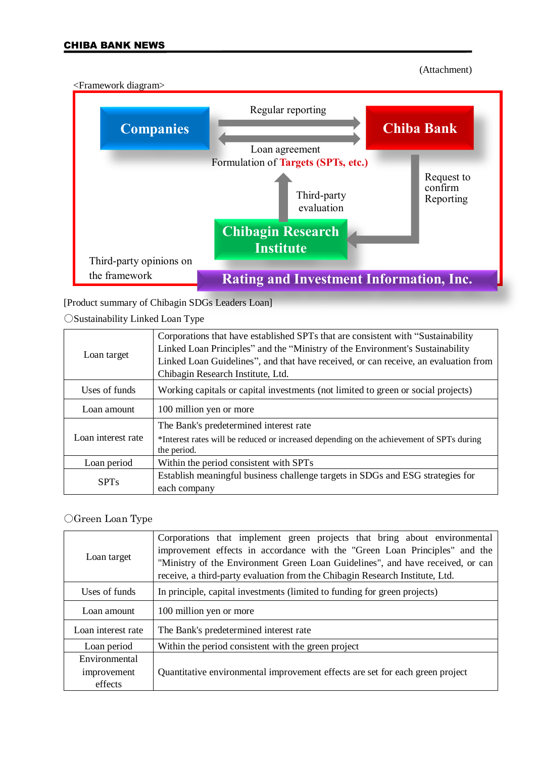(Attachment)

<Framework diagram>

Companies

Regular reporting

Loan agreement

Formulation of **Targets (SPTs, etc.)**

Chiba Bank

Request to confirm Reporting

Third-party evaluation

Chibagin Research Institute

Third-party opinions on the framework

Rating and Investment Information, Inc.

[Product summary of Chibagin SDGs Leaders Loan]

〇Sustainability Linked Loan Type

| | |
|---|---|
| Loan target | Corporations that have established SPTs that are consistent with “Sustainability Linked Loan Principles” and the “Ministry of the Environment's Sustainability Linked Loan Guidelines”, and that have received, or can receive, an evaluation from Chibagin Research Institute, Ltd. |
| Uses of funds | Working capitals or capital investments (not limited to green or social projects) |
| Loan amount | 100 million yen or more |
| Loan interest rate | The Bank's predetermined interest rate<br>*Interest rates will be reduced or increased depending on the achievement of SPTs during the period. |
| Loan period | Within the period consistent with SPTs |
| SPTs | Establish meaningful business challenge targets in SDGs and ESG strategies for each company |

〇Green Loan Type

| | |
|---|---|
| Loan target | Corporations that implement green projects that bring about environmental improvement effects in accordance with the "Green Loan Principles" and the "Ministry of the Environment Green Loan Guidelines", and have received, or can receive, a third-party evaluation from the Chibagin Research Institute, Ltd. |
| Uses of funds | In principle, capital investments (limited to funding for green projects) |
| Loan amount | 100 million yen or more |
| Loan interest rate | The Bank's predetermined interest rate |
| Loan period | Within the period consistent with the green project |
| Environmental improvement effects | Quantitative environmental improvement effects are set for each green project |